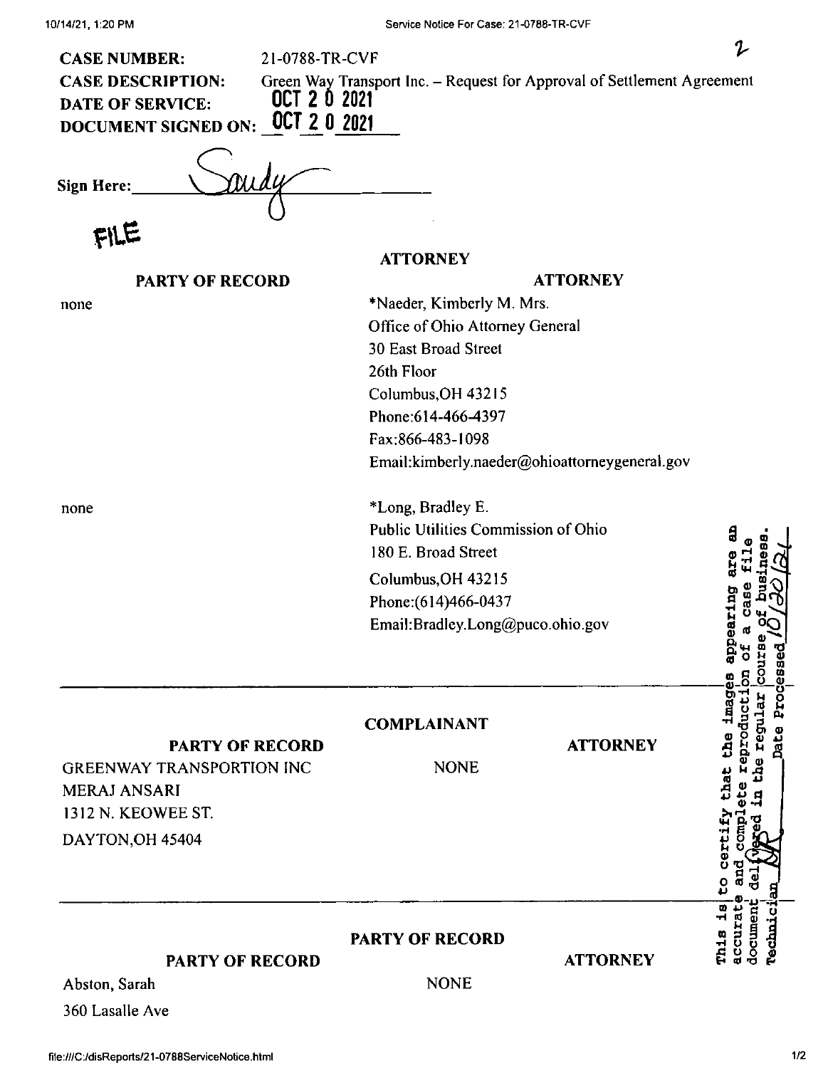2

**CASE NUMBER:** 21-0788-TR-CVF
**CASE DESCRIPTION:** Green Way Transport Inc. – Request for Approval of Settlement Agreement
**DATE OF SERVICE:** OCT 20 2021
**DOCUMENT SIGNED ON:** OCT 20 2021

**Sign Here:** Sandy

FILE

| PARTY OF RECORD | ATTORNEY | ATTORNEY |
|---|---|---|
| none | *Naeder, Kimberly M. Mrs.<br>Office of Ohio Attorney General<br>30 East Broad Street<br>26th Floor<br>Columbus,OH 43215<br>Phone:614-466-4397<br>Fax:866-483-1098<br>Email:kimberly.naeder@ohioattorneygeneral.gov | |
| none | *Long, Bradley E.<br>Public Utilities Commission of Ohio<br>180 E. Broad Street<br>Columbus,OH 43215<br>Phone:(614)466-0437<br>Email:Bradley.Long@puco.ohio.gov | |

| PARTY OF RECORD | COMPLAINANT | ATTORNEY |
|---|---|---|
| GREENWAY TRANSPORTION INC<br>MERAJ ANSARI<br>1312 N. KEOWEE ST.<br>DAYTON,OH 45404 | NONE | |

| PARTY OF RECORD | PARTY OF RECORD | ATTORNEY |
|---|---|---|
| Abston, Sarah<br>360 Lasalle Ave | NONE | |

This is to certify that the images appearing are an accurate and complete reproduction of a case file document delivered in the regular course of business. Technician SK Date Processed 10/20/21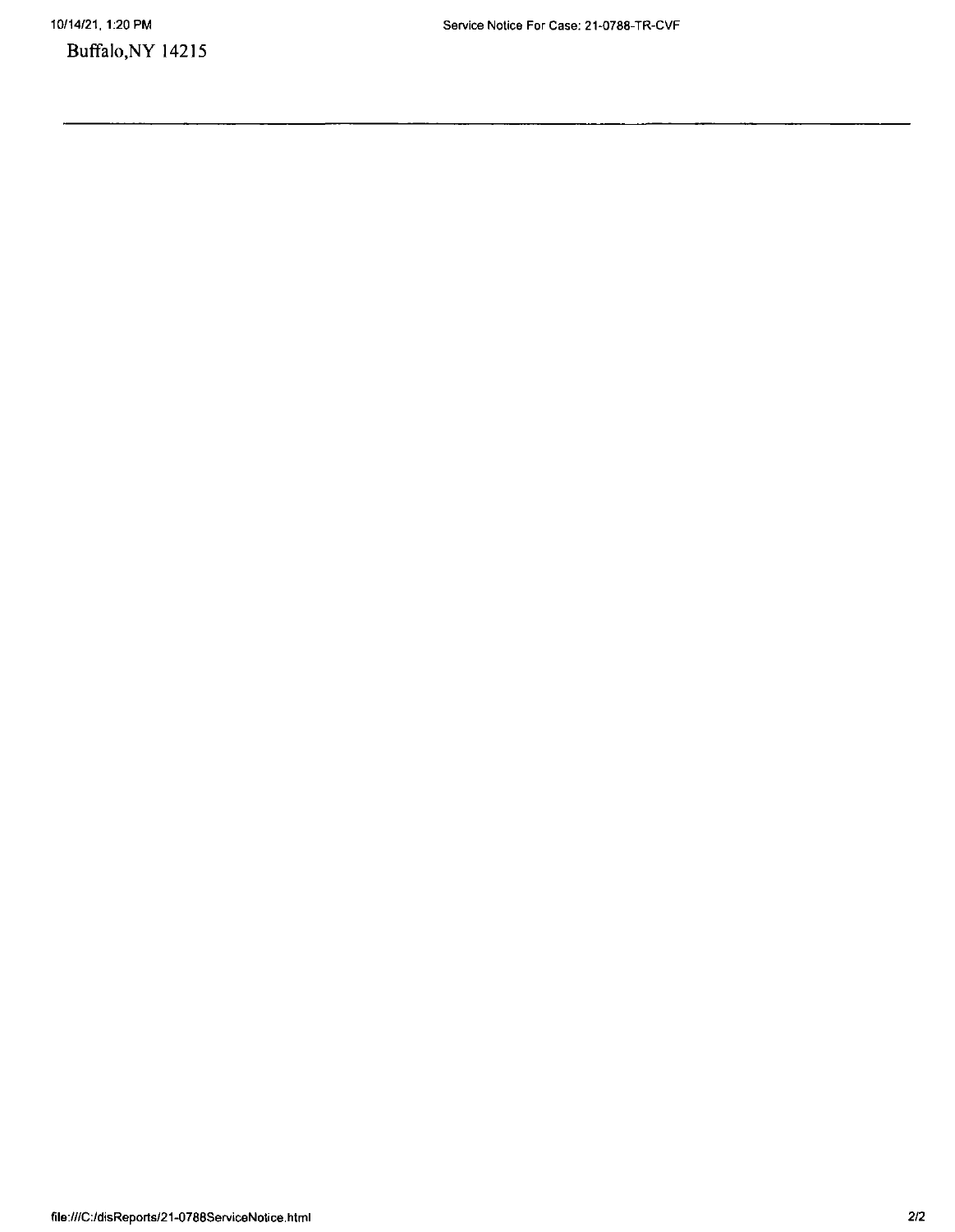Buffalo,NY 14215

---